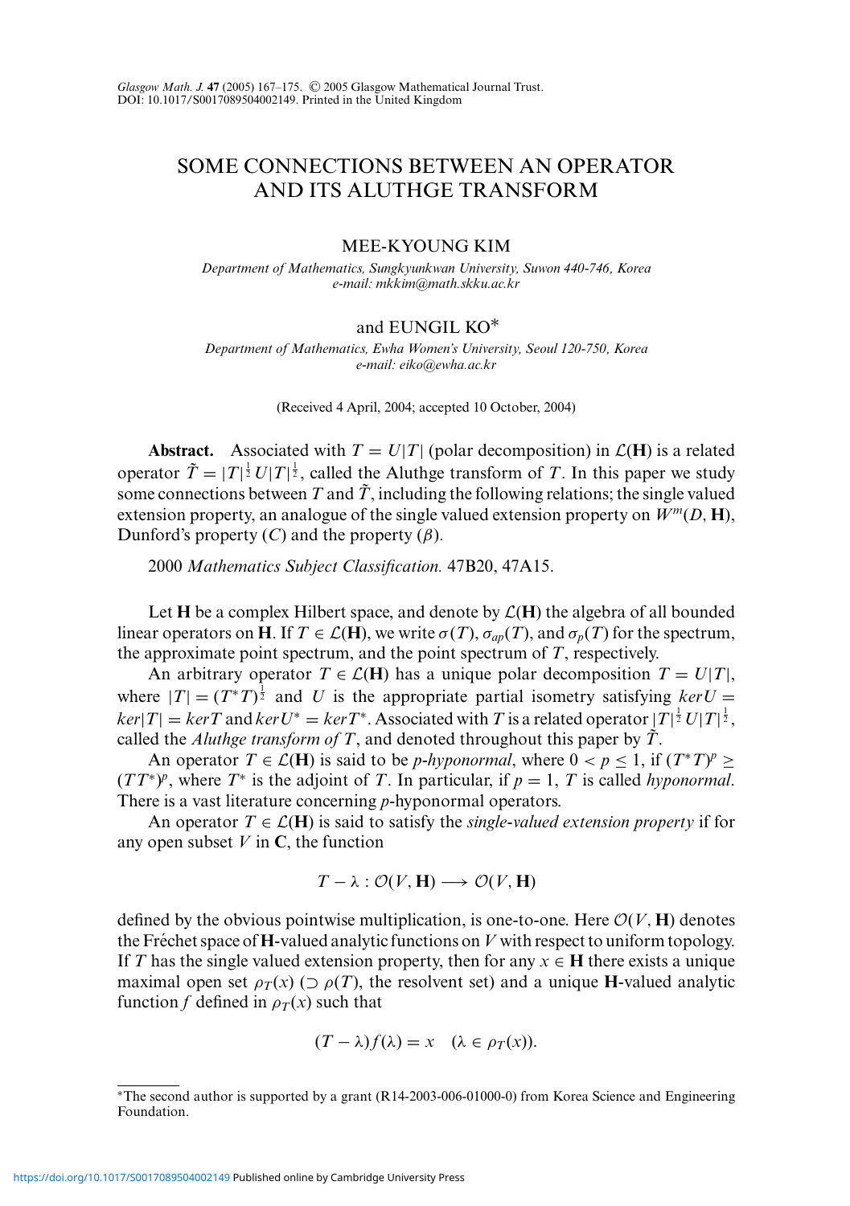# SOME CONNECTIONS BETWEEN AN OPERATOR AND ITS ALUTHGE TRANSFORM

MEE-KYOUNG KIM

*Department of Mathematics, Sungkyunkwan University, Suwon 440-746, Korea*
*e-mail: mkkim@math.skku.ac.kr*

and EUNGIL KO*

*Department of Mathematics, Ewha Women's University, Seoul 120-750, Korea*
*e-mail: eiko@ewha.ac.kr*

(Received 4 April, 2004; accepted 10 October, 2004)

**Abstract.** Associated with $T = U|T|$ (polar decomposition) in $\mathcal{L}(\mathbf{H})$ is a related operator $\tilde{T} = |T|^{\frac{1}{2}} U |T|^{\frac{1}{2}}$, called the Aluthge transform of $T$. In this paper we study some connections between $T$ and $\tilde{T}$, including the following relations; the single valued extension property, an analogue of the single valued extension property on $W^m(D, \mathbf{H})$, Dunford's property $(C)$ and the property $(\beta)$.

2000 *Mathematics Subject Classification.* 47B20, 47A15.

Let $\mathbf{H}$ be a complex Hilbert space, and denote by $\mathcal{L}(\mathbf{H})$ the algebra of all bounded linear operators on $\mathbf{H}$. If $T \in \mathcal{L}(\mathbf{H})$, we write $\sigma(T)$, $\sigma_{ap}(T)$, and $\sigma_p(T)$ for the spectrum, the approximate point spectrum, and the point spectrum of $T$, respectively.

An arbitrary operator $T \in \mathcal{L}(\mathbf{H})$ has a unique polar decomposition $T = U|T|$, where $|T| = (T^*T)^{\frac{1}{2}}$ and $U$ is the appropriate partial isometry satisfying $ker U = ker |T| = ker T$ and $ker U^* = ker T^*$. Associated with $T$ is a related operator $|T|^{\frac{1}{2}} U |T|^{\frac{1}{2}}$, called the *Aluthge transform of* $T$, and denoted throughout this paper by $\tilde{T}$.

An operator $T \in \mathcal{L}(\mathbf{H})$ is said to be *p-hyponormal*, where $0 < p \leq 1$, if $(T^*T)^p \geq (TT^*)^p$, where $T^*$ is the adjoint of $T$. In particular, if $p = 1$, $T$ is called *hyponormal*. There is a vast literature concerning $p$-hyponormal operators.

An operator $T \in \mathcal{L}(\mathbf{H})$ is said to satisfy the *single-valued extension property* if for any open subset $V$ in $\mathbf{C}$, the function

$$T - \lambda : \mathcal{O}(V, \mathbf{H}) \longrightarrow \mathcal{O}(V, \mathbf{H})$$

defined by the obvious pointwise multiplication, is one-to-one. Here $\mathcal{O}(V, \mathbf{H})$ denotes the Fréchet space of $\mathbf{H}$-valued analytic functions on $V$ with respect to uniform topology. If $T$ has the single valued extension property, then for any $x \in \mathbf{H}$ there exists a unique maximal open set $\rho_T(x)$ ($\supset \rho(T)$, the resolvent set) and a unique $\mathbf{H}$-valued analytic function $f$ defined in $\rho_T(x)$ such that

$$(T - \lambda) f(\lambda) = x \quad (\lambda \in \rho_T(x)).$$

*The second author is supported by a grant (R14-2003-006-01000-0) from Korea Science and Engineering Foundation.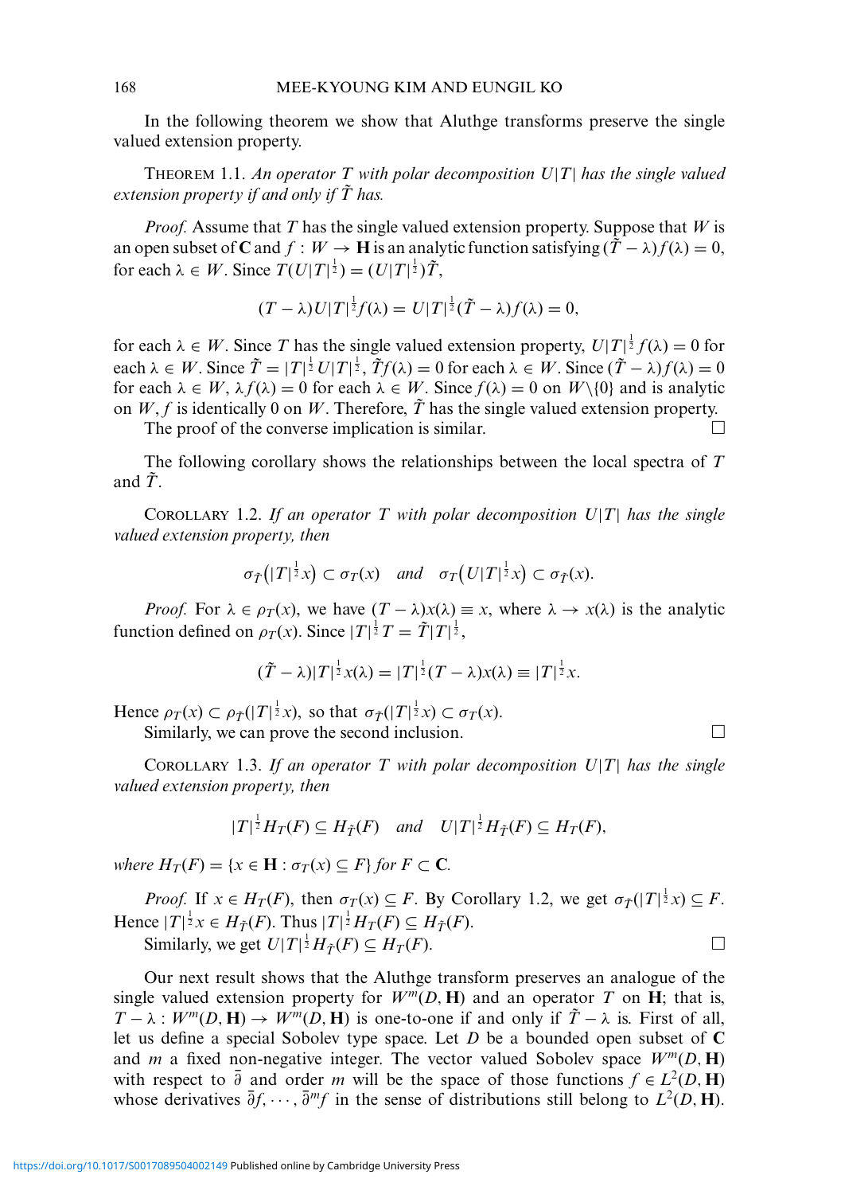In the following theorem we show that Aluthge transforms preserve the single valued extension property.

THEOREM 1.1. *An operator $T$ with polar decomposition $U|T|$ has the single valued extension property if and only if $\tilde{T}$ has.*

*Proof.* Assume that $T$ has the single valued extension property. Suppose that $W$ is an open subset of $\mathbf{C}$ and $f : W \to \mathbf{H}$ is an analytic function satisfying $(\tilde{T} - \lambda)f(\lambda) = 0$, for each $\lambda \in W$. Since $T(U|T|^{\frac{1}{2}}) = (U|T|^{\frac{1}{2}})\tilde{T}$,

$$(T - \lambda)U|T|^{\frac{1}{2}}f(\lambda) = U|T|^{\frac{1}{2}}(\tilde{T} - \lambda)f(\lambda) = 0,$$

for each $\lambda \in W$. Since $T$ has the single valued extension property, $U|T|^{\frac{1}{2}}f(\lambda) = 0$ for each $\lambda \in W$. Since $\tilde{T} = |T|^{\frac{1}{2}}U|T|^{\frac{1}{2}}$, $\tilde{T}f(\lambda) = 0$ for each $\lambda \in W$. Since $(\tilde{T} - \lambda)f(\lambda) = 0$ for each $\lambda \in W$, $\lambda f(\lambda) = 0$ for each $\lambda \in W$. Since $f(\lambda) = 0$ on $W \backslash \{0\}$ and is analytic on $W$, $f$ is identically 0 on $W$. Therefore, $\tilde{T}$ has the single valued extension property.

The proof of the converse implication is similar. □

The following corollary shows the relationships between the local spectra of $T$ and $\tilde{T}$.

COROLLARY 1.2. *If an operator $T$ with polar decomposition $U|T|$ has the single valued extension property, then*

$$\sigma_{\tilde{T}}(|T|^{\frac{1}{2}}x) \subset \sigma_T(x) \quad \textit{and} \quad \sigma_T(U|T|^{\frac{1}{2}}x) \subset \sigma_{\tilde{T}}(x).$$

*Proof.* For $\lambda \in \rho_T(x)$, we have $(T - \lambda)x(\lambda) \equiv x$, where $\lambda \to x(\lambda)$ is the analytic function defined on $\rho_T(x)$. Since $|T|^{\frac{1}{2}}T = \tilde{T}|T|^{\frac{1}{2}}$,

$$(\tilde{T} - \lambda)|T|^{\frac{1}{2}}x(\lambda) = |T|^{\frac{1}{2}}(T - \lambda)x(\lambda) \equiv |T|^{\frac{1}{2}}x.$$

Hence $\rho_T(x) \subset \rho_{\tilde{T}}(|T|^{\frac{1}{2}}x)$, so that $\sigma_{\tilde{T}}(|T|^{\frac{1}{2}}x) \subset \sigma_T(x)$.

Similarly, we can prove the second inclusion. □

COROLLARY 1.3. *If an operator $T$ with polar decomposition $U|T|$ has the single valued extension property, then*

$$|T|^{\frac{1}{2}}H_T(F) \subseteq H_{\tilde{T}}(F) \quad \textit{and} \quad U|T|^{\frac{1}{2}}H_{\tilde{T}}(F) \subseteq H_T(F),$$

*where $H_T(F) = \{x \in \mathbf{H} : \sigma_T(x) \subseteq F\}$ for $F \subset \mathbf{C}$.*

*Proof.* If $x \in H_T(F)$, then $\sigma_T(x) \subseteq F$. By Corollary 1.2, we get $\sigma_{\tilde{T}}(|T|^{\frac{1}{2}}x) \subseteq F$. Hence $|T|^{\frac{1}{2}}x \in H_{\tilde{T}}(F)$. Thus $|T|^{\frac{1}{2}}H_T(F) \subseteq H_{\tilde{T}}(F)$.

Similarly, we get $U|T|^{\frac{1}{2}}H_{\tilde{T}}(F) \subseteq H_T(F)$. □

Our next result shows that the Aluthge transform preserves an analogue of the single valued extension property for $W^m(D, \mathbf{H})$ and an operator $T$ on $\mathbf{H}$; that is, $T - \lambda : W^m(D, \mathbf{H}) \to W^m(D, \mathbf{H})$ is one-to-one if and only if $\tilde{T} - \lambda$ is. First of all, let us define a special Sobolev type space. Let $D$ be a bounded open subset of $\mathbf{C}$ and $m$ a fixed non-negative integer. The vector valued Sobolev space $W^m(D, \mathbf{H})$ with respect to $\bar{\partial}$ and order $m$ will be the space of those functions $f \in L^2(D, \mathbf{H})$ whose derivatives $\bar{\partial}f, \cdots, \bar{\partial}^m f$ in the sense of distributions still belong to $L^2(D, \mathbf{H})$.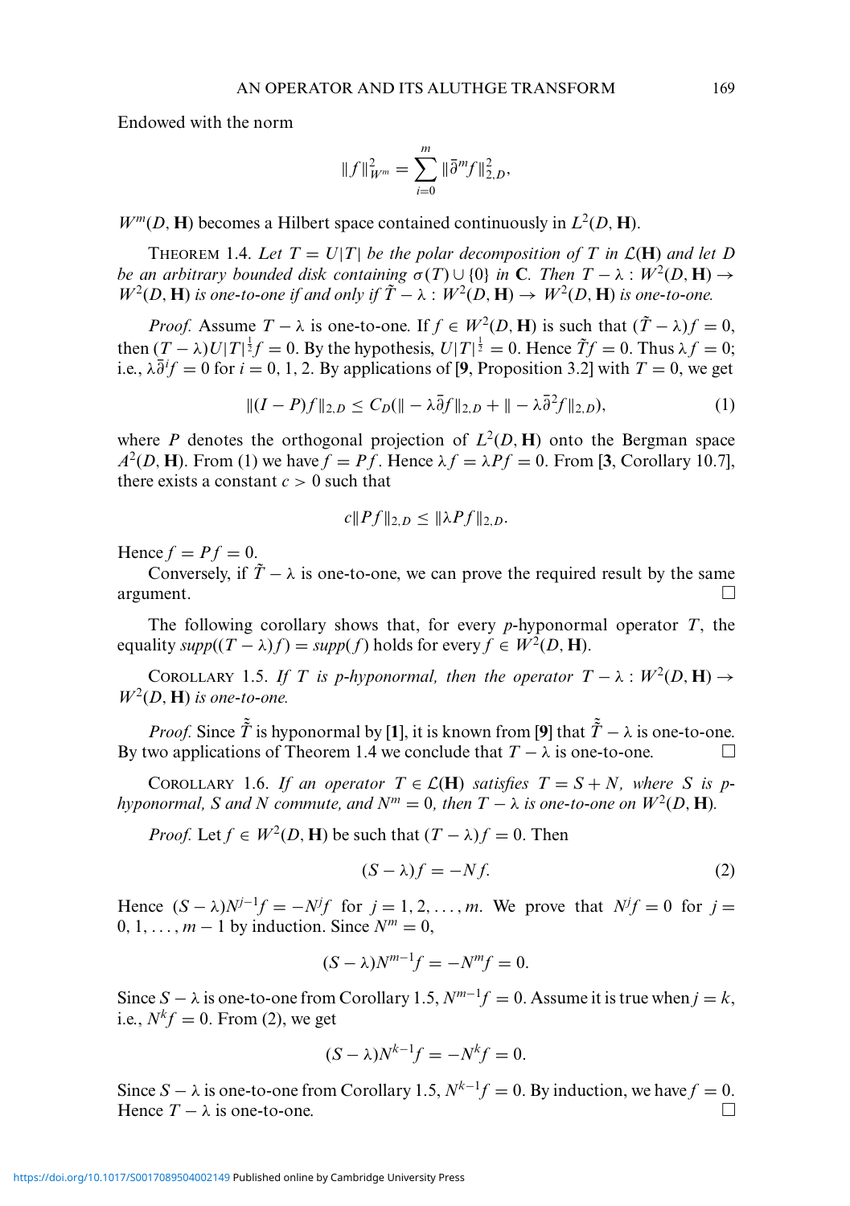Endowed with the norm

$$\|f\|_{W^m}^2 = \sum_{i=0}^{m} \|\bar{\partial}^m f\|_{2,D}^2,$$

$W^m(D, \mathbf{H})$ becomes a Hilbert space contained continuously in $L^2(D, \mathbf{H})$.

THEOREM 1.4. *Let $T = U|T|$ be the polar decomposition of $T$ in $\mathcal{L}(\mathbf{H})$ and let $D$ be an arbitrary bounded disk containing $\sigma(T) \cup \{0\}$ in $\mathbf{C}$. Then $T - \lambda : W^2(D, \mathbf{H}) \to W^2(D, \mathbf{H})$ is one-to-one if and only if $\tilde{T} - \lambda : W^2(D, \mathbf{H}) \to W^2(D, \mathbf{H})$ is one-to-one.*

*Proof.* Assume $T - \lambda$ is one-to-one. If $f \in W^2(D, \mathbf{H})$ is such that $(\tilde{T} - \lambda)f = 0$, then $(T - \lambda)U|T|^{\frac{1}{2}} f = 0$. By the hypothesis, $U|T|^{\frac{1}{2}} = 0$. Hence $\tilde{T} f = 0$. Thus $\lambda f = 0$; i.e., $\lambda \bar{\partial}^i f = 0$ for $i = 0, 1, 2$. By applications of [**9**, Proposition 3.2] with $T = 0$, we get

$$\|(I - P)f\|_{2,D} \leq C_D(\| - \lambda\bar{\partial} f\|_{2,D} + \| - \lambda\bar{\partial}^2 f\|_{2,D}), \tag{1}$$

where $P$ denotes the orthogonal projection of $L^2(D, \mathbf{H})$ onto the Bergman space $A^2(D, \mathbf{H})$. From (1) we have $f = Pf$. Hence $\lambda f = \lambda P f = 0$. From [**3**, Corollary 10.7], there exists a constant $c > 0$ such that

$$c\|Pf\|_{2,D} \leq \|\lambda P f\|_{2,D}.$$

Hence $f = Pf = 0$.

Conversely, if $\tilde{T} - \lambda$ is one-to-one, we can prove the required result by the same argument. □

The following corollary shows that, for every $p$-hyponormal operator $T$, the equality *supp*$((T - \lambda)f) =$ *supp*$(f)$ holds for every $f \in W^2(D, \mathbf{H})$.

COROLLARY 1.5. *If $T$ is $p$-hyponormal, then the operator $T - \lambda : W^2(D, \mathbf{H}) \to W^2(D, \mathbf{H})$ is one-to-one.*

*Proof.* Since $\tilde{\tilde{T}}$ is hyponormal by [**1**], it is known from [**9**] that $\tilde{\tilde{T}} - \lambda$ is one-to-one. By two applications of Theorem 1.4 we conclude that $T - \lambda$ is one-to-one. □

COROLLARY 1.6. *If an operator $T \in \mathcal{L}(\mathbf{H})$ satisfies $T = S + N$, where $S$ is $p$-hyponormal, $S$ and $N$ commute, and $N^m = 0$, then $T - \lambda$ is one-to-one on $W^2(D, \mathbf{H})$.*

*Proof.* Let $f \in W^2(D, \mathbf{H})$ be such that $(T - \lambda)f = 0$. Then

$$(S - \lambda)f = -Nf. \tag{2}$$

Hence $(S - \lambda)N^{j-1}f = -N^j f$ for $j = 1, 2, \ldots, m$. We prove that $N^j f = 0$ for $j = 0, 1, \ldots, m - 1$ by induction. Since $N^m = 0$,

$$(S - \lambda)N^{m-1}f = -N^m f = 0.$$

Since $S - \lambda$ is one-to-one from Corollary 1.5, $N^{m-1}f = 0$. Assume it is true when $j = k$, i.e., $N^k f = 0$. From (2), we get

$$(S - \lambda)N^{k-1}f = -N^k f = 0.$$

Since $S - \lambda$ is one-to-one from Corollary 1.5, $N^{k-1}f = 0$. By induction, we have $f = 0$. Hence $T - \lambda$ is one-to-one. □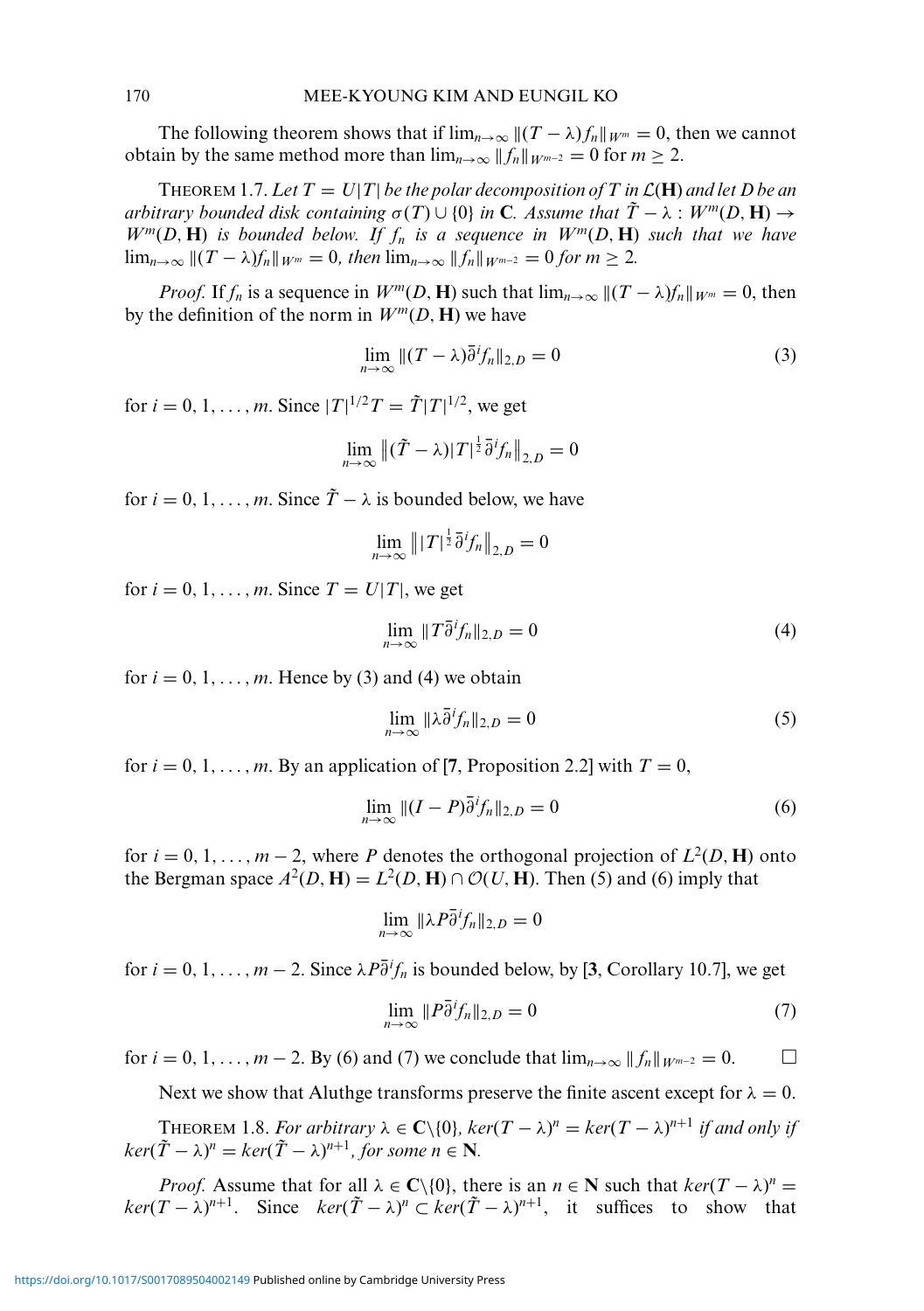The following theorem shows that if $\lim_{n\to\infty}\|(T-\lambda)f_n\|_{W^m}=0$, then we cannot obtain by the same method more than $\lim_{n\to\infty}\|f_n\|_{W^{m-2}}=0$ for $m\geq 2$.

THEOREM 1.7. *Let $T=U|T|$ be the polar decomposition of $T$ in $\mathcal{L}(\mathbf{H})$ and let $D$ be an arbitrary bounded disk containing $\sigma(T)\cup\{0\}$ in $\mathbf{C}$. Assume that $\tilde{T}-\lambda : W^m(D,\mathbf{H})\to W^m(D,\mathbf{H})$ is bounded below. If $f_n$ is a sequence in $W^m(D,\mathbf{H})$ such that we have $\lim_{n\to\infty}\|(T-\lambda)f_n\|_{W^m}=0$, then $\lim_{n\to\infty}\|f_n\|_{W^{m-2}}=0$ for $m\geq 2$.*

*Proof.* If $f_n$ is a sequence in $W^m(D,\mathbf{H})$ such that $\lim_{n\to\infty}\|(T-\lambda)f_n\|_{W^m}=0$, then by the definition of the norm in $W^m(D,\mathbf{H})$ we have

$$\lim_{n\to\infty}\|(T-\lambda)\bar{\partial}^i f_n\|_{2,D}=0 \tag{3}$$

for $i=0,1,\ldots,m$. Since $|T|^{1/2}T=\tilde{T}|T|^{1/2}$, we get

$$\lim_{n\to\infty}\left\|(\tilde{T}-\lambda)|T|^{\frac{1}{2}}\bar{\partial}^i f_n\right\|_{2,D}=0$$

for $i=0,1,\ldots,m$. Since $\tilde{T}-\lambda$ is bounded below, we have

$$\lim_{n\to\infty}\left\||T|^{\frac{1}{2}}\bar{\partial}^i f_n\right\|_{2,D}=0$$

for $i=0,1,\ldots,m$. Since $T=U|T|$, we get

$$\lim_{n\to\infty}\|T\bar{\partial}^i f_n\|_{2,D}=0 \tag{4}$$

for $i=0,1,\ldots,m$. Hence by (3) and (4) we obtain

$$\lim_{n\to\infty}\|\lambda\bar{\partial}^i f_n\|_{2,D}=0 \tag{5}$$

for $i=0,1,\ldots,m$. By an application of [7, Proposition 2.2] with $T=0$,

$$\lim_{n\to\infty}\|(I-P)\bar{\partial}^i f_n\|_{2,D}=0 \tag{6}$$

for $i=0,1,\ldots,m-2$, where $P$ denotes the orthogonal projection of $L^2(D,\mathbf{H})$ onto the Bergman space $A^2(D,\mathbf{H})=L^2(D,\mathbf{H})\cap\mathcal{O}(U,\mathbf{H})$. Then (5) and (6) imply that

$$\lim_{n\to\infty}\|\lambda P\bar{\partial}^i f_n\|_{2,D}=0$$

for $i=0,1,\ldots,m-2$. Since $\lambda P\bar{\partial}^i f_n$ is bounded below, by [3, Corollary 10.7], we get

$$\lim_{n\to\infty}\|P\bar{\partial}^i f_n\|_{2,D}=0 \tag{7}$$

for $i=0,1,\ldots,m-2$. By (6) and (7) we conclude that $\lim_{n\to\infty}\|f_n\|_{W^{m-2}}=0$. □

Next we show that Aluthge transforms preserve the finite ascent except for $\lambda=0$.

THEOREM 1.8. *For arbitrary $\lambda\in\mathbf{C}\backslash\{0\}$, $ker(T-\lambda)^n=ker(T-\lambda)^{n+1}$ if and only if $ker(\tilde{T}-\lambda)^n=ker(\tilde{T}-\lambda)^{n+1}$, for some $n\in\mathbf{N}$.*

*Proof.* Assume that for all $\lambda\in\mathbf{C}\backslash\{0\}$, there is an $n\in\mathbf{N}$ such that $ker(T-\lambda)^n=ker(T-\lambda)^{n+1}$. Since $ker(\tilde{T}-\lambda)^n\subset ker(\tilde{T}-\lambda)^{n+1}$, it suffices to show that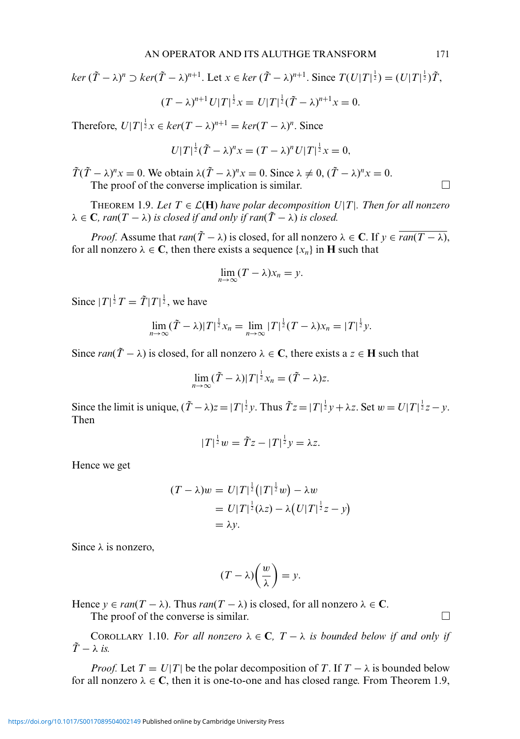$ker\,(\tilde{T}-\lambda)^n \supset ker(\tilde{T}-\lambda)^{n+1}$. Let $x \in ker\,(\tilde{T}-\lambda)^{n+1}$. Since $T(U|T|^{\frac{1}{2}}) = (U|T|^{\frac{1}{2}})\tilde{T}$,

$$(T-\lambda)^{n+1}U|T|^{\frac{1}{2}}x = U|T|^{\frac{1}{2}}(\tilde{T}-\lambda)^{n+1}x = 0.$$

Therefore, $U|T|^{\frac{1}{2}}x \in ker(T-\lambda)^{n+1} = ker(T-\lambda)^n$. Since

$$U|T|^{\frac{1}{2}}(\tilde{T}-\lambda)^n x = (T-\lambda)^n U|T|^{\frac{1}{2}}x = 0,$$

$\tilde{T}(\tilde{T}-\lambda)^n x = 0$. We obtain $\lambda(\tilde{T}-\lambda)^n x = 0$. Since $\lambda \neq 0$, $(\tilde{T}-\lambda)^n x = 0$.

The proof of the converse implication is similar. □

Theorem 1.9. *Let $T \in \mathcal{L}(\mathbf{H})$ have polar decomposition $U|T|$. Then for all nonzero $\lambda \in \mathbf{C}$, $ran(T-\lambda)$ is closed if and only if $ran(\tilde{T}-\lambda)$ is closed.*

*Proof.* Assume that $ran(\tilde{T}-\lambda)$ is closed, for all nonzero $\lambda \in \mathbf{C}$. If $y \in \overline{ran(T-\lambda)}$, for all nonzero $\lambda \in \mathbf{C}$, then there exists a sequence $\{x_n\}$ in $\mathbf{H}$ such that

$$\lim_{n\to\infty}(T-\lambda)x_n = y.$$

Since $|T|^{\frac{1}{2}}T = \tilde{T}|T|^{\frac{1}{2}}$, we have

$$\lim_{n\to\infty}(\tilde{T}-\lambda)|T|^{\frac{1}{2}}x_n = \lim_{n\to\infty}|T|^{\frac{1}{2}}(T-\lambda)x_n = |T|^{\frac{1}{2}}y.$$

Since $ran(\tilde{T}-\lambda)$ is closed, for all nonzero $\lambda \in \mathbf{C}$, there exists a $z \in \mathbf{H}$ such that

$$\lim_{n\to\infty}(\tilde{T}-\lambda)|T|^{\frac{1}{2}}x_n = (\tilde{T}-\lambda)z.$$

Since the limit is unique, $(\tilde{T}-\lambda)z = |T|^{\frac{1}{2}}y$. Thus $\tilde{T}z = |T|^{\frac{1}{2}}y + \lambda z$. Set $w = U|T|^{\frac{1}{2}}z - y$. Then

$$|T|^{\frac{1}{2}}w = \tilde{T}z - |T|^{\frac{1}{2}}y = \lambda z.$$

Hence we get

$$\begin{aligned}(T-\lambda)w &= U|T|^{\frac{1}{2}}\big(|T|^{\frac{1}{2}}w\big) - \lambda w \\ &= U|T|^{\frac{1}{2}}(\lambda z) - \lambda\big(U|T|^{\frac{1}{2}}z - y\big) \\ &= \lambda y.\end{aligned}$$

Since $\lambda$ is nonzero,

$$(T-\lambda)\left(\frac{w}{\lambda}\right) = y.$$

Hence $y \in ran(T-\lambda)$. Thus $ran(T-\lambda)$ is closed, for all nonzero $\lambda \in \mathbf{C}$.

The proof of the converse is similar. □

Corollary 1.10. *For all nonzero $\lambda \in \mathbf{C}$, $T-\lambda$ is bounded below if and only if $\tilde{T}-\lambda$ is.*

*Proof.* Let $T = U|T|$ be the polar decomposition of $T$. If $T-\lambda$ is bounded below for all nonzero $\lambda \in \mathbf{C}$, then it is one-to-one and has closed range. From Theorem 1.9,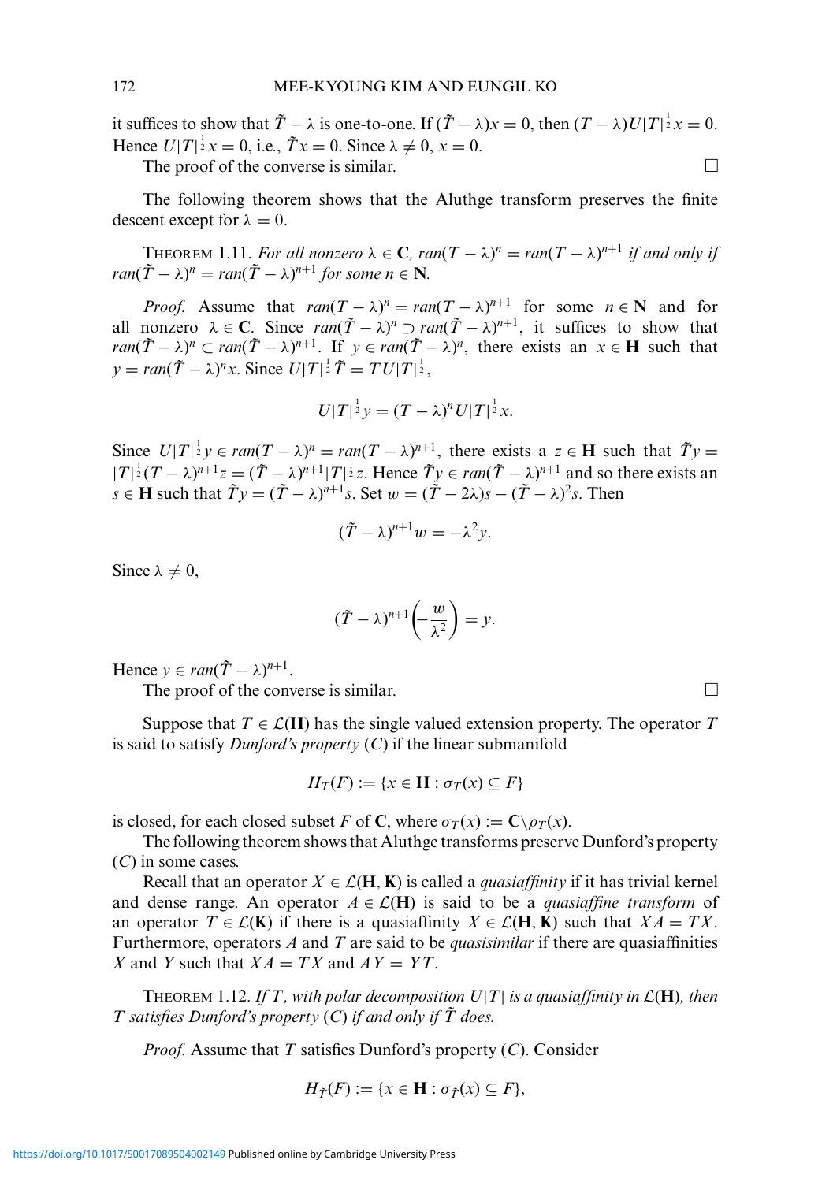it suffices to show that $\tilde{T} - \lambda$ is one-to-one. If $(\tilde{T} - \lambda)x = 0$, then $(T - \lambda)U|T|^{\frac{1}{2}}x = 0$. Hence $U|T|^{\frac{1}{2}}x = 0$, i.e., $\tilde{T}x = 0$. Since $\lambda \neq 0$, $x = 0$.

The proof of the converse is similar. $\square$

The following theorem shows that the Aluthge transform preserves the finite descent except for $\lambda = 0$.

THEOREM 1.11. *For all nonzero $\lambda \in \mathbf{C}$, $ran(T - \lambda)^n = ran(T - \lambda)^{n+1}$ if and only if $ran(\tilde{T} - \lambda)^n = ran(\tilde{T} - \lambda)^{n+1}$ for some $n \in \mathbf{N}$.*

*Proof.* Assume that $ran(T - \lambda)^n = ran(T - \lambda)^{n+1}$ for some $n \in \mathbf{N}$ and for all nonzero $\lambda \in \mathbf{C}$. Since $ran(\tilde{T} - \lambda)^n \supset ran(\tilde{T} - \lambda)^{n+1}$, it suffices to show that $ran(\tilde{T} - \lambda)^n \subset ran(\tilde{T} - \lambda)^{n+1}$. If $y \in ran(\tilde{T} - \lambda)^n$, there exists an $x \in \mathbf{H}$ such that $y = ran(\tilde{T} - \lambda)^n x$. Since $U|T|^{\frac{1}{2}}\tilde{T} = TU|T|^{\frac{1}{2}}$,

$$U|T|^{\frac{1}{2}}y = (T - \lambda)^n U|T|^{\frac{1}{2}}x.$$

Since $U|T|^{\frac{1}{2}}y \in ran(T - \lambda)^n = ran(T - \lambda)^{n+1}$, there exists a $z \in \mathbf{H}$ such that $\tilde{T}y = |T|^{\frac{1}{2}}(T - \lambda)^{n+1}z = (\tilde{T} - \lambda)^{n+1}|T|^{\frac{1}{2}}z$. Hence $\tilde{T}y \in ran(\tilde{T} - \lambda)^{n+1}$ and so there exists an $s \in \mathbf{H}$ such that $\tilde{T}y = (\tilde{T} - \lambda)^{n+1}s$. Set $w = (\tilde{T} - 2\lambda)s - (\tilde{T} - \lambda)^2 s$. Then

$$(\tilde{T} - \lambda)^{n+1}w = -\lambda^2 y.$$

Since $\lambda \neq 0$,

$$(\tilde{T} - \lambda)^{n+1}\left(-\frac{w}{\lambda^2}\right) = y.$$

Hence $y \in ran(\tilde{T} - \lambda)^{n+1}$.

The proof of the converse is similar. $\square$

Suppose that $T \in \mathcal{L}(\mathbf{H})$ has the single valued extension property. The operator $T$ is said to satisfy *Dunford's property* $(C)$ if the linear submanifold

$$H_T(F) := \{x \in \mathbf{H} : \sigma_T(x) \subseteq F\}$$

is closed, for each closed subset $F$ of $\mathbf{C}$, where $\sigma_T(x) := \mathbf{C} \backslash \rho_T(x)$.

The following theorem shows that Aluthge transforms preserve Dunford's property $(C)$ in some cases.

Recall that an operator $X \in \mathcal{L}(\mathbf{H}, \mathbf{K})$ is called a *quasiaffinity* if it has trivial kernel and dense range. An operator $A \in \mathcal{L}(\mathbf{H})$ is said to be a *quasiaffine transform* of an operator $T \in \mathcal{L}(\mathbf{K})$ if there is a quasiaffinity $X \in \mathcal{L}(\mathbf{H}, \mathbf{K})$ such that $XA = TX$. Furthermore, operators $A$ and $T$ are said to be *quasisimilar* if there are quasiaffinities $X$ and $Y$ such that $XA = TX$ and $AY = YT$.

THEOREM 1.12. *If $T$, with polar decomposition $U|T|$ is a quasiaffinity in $\mathcal{L}(\mathbf{H})$, then $T$ satisfies Dunford's property $(C)$ if and only if $\tilde{T}$ does.*

*Proof.* Assume that $T$ satisfies Dunford's property $(C)$. Consider

$$H_{\tilde{T}}(F) := \{x \in \mathbf{H} : \sigma_{\tilde{T}}(x) \subseteq F\},$$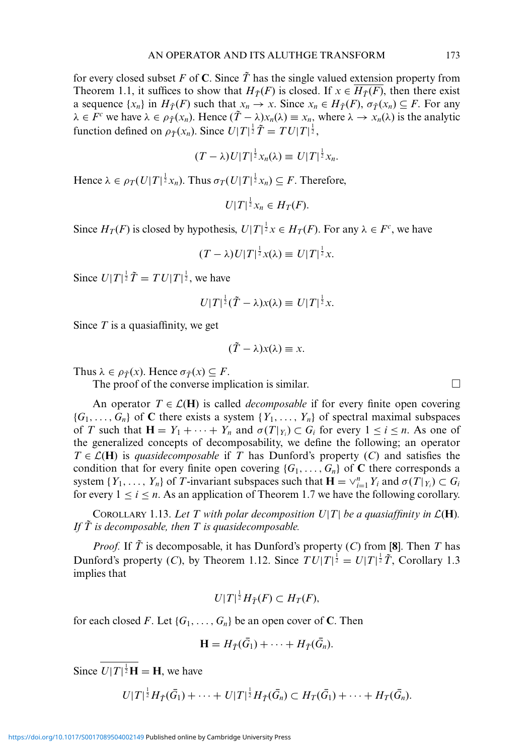for every closed subset $F$ of $\mathbf{C}$. Since $\tilde{T}$ has the single valued extension property from Theorem 1.1, it suffices to show that $H_{\tilde{T}}(F)$ is closed. If $x \in \overline{H_{\tilde{T}}(F)}$, then there exist a sequence $\{x_n\}$ in $H_{\tilde{T}}(F)$ such that $x_n \to x$. Since $x_n \in H_{\tilde{T}}(F)$, $\sigma_{\tilde{T}}(x_n) \subseteq F$. For any $\lambda \in F^c$ we have $\lambda \in \rho_{\tilde{T}}(x_n)$. Hence $(\tilde{T} - \lambda)x_n(\lambda) \equiv x_n$, where $\lambda \to x_n(\lambda)$ is the analytic function defined on $\rho_{\tilde{T}}(x_n)$. Since $U|T|^{\frac{1}{2}}\tilde{T} = TU|T|^{\frac{1}{2}}$,

$$(T - \lambda)U|T|^{\frac{1}{2}}x_n(\lambda) \equiv U|T|^{\frac{1}{2}}x_n.$$

Hence $\lambda \in \rho_T(U|T|^{\frac{1}{2}}x_n)$. Thus $\sigma_T(U|T|^{\frac{1}{2}}x_n) \subseteq F$. Therefore,

$$U|T|^{\frac{1}{2}}x_n \in H_T(F).$$

Since $H_T(F)$ is closed by hypothesis, $U|T|^{\frac{1}{2}}x \in H_T(F)$. For any $\lambda \in F^c$, we have

$$(T - \lambda)U|T|^{\frac{1}{2}}x(\lambda) \equiv U|T|^{\frac{1}{2}}x.$$

Since $U|T|^{\frac{1}{2}}\tilde{T} = TU|T|^{\frac{1}{2}}$, we have

$$U|T|^{\frac{1}{2}}(\tilde{T} - \lambda)x(\lambda) \equiv U|T|^{\frac{1}{2}}x.$$

Since $T$ is a quasiaffinity, we get

$$(\tilde{T} - \lambda)x(\lambda) \equiv x.$$

Thus $\lambda \in \rho_{\tilde{T}}(x)$. Hence $\sigma_{\tilde{T}}(x) \subseteq F$.

The proof of the converse implication is similar. □

An operator $T \in \mathcal{L}(\mathbf{H})$ is called *decomposable* if for every finite open covering $\{G_1, \ldots, G_n\}$ of $\mathbf{C}$ there exists a system $\{Y_1, \ldots, Y_n\}$ of spectral maximal subspaces of $T$ such that $\mathbf{H} = Y_1 + \cdots + Y_n$ and $\sigma(T|_{Y_i}) \subset G_i$ for every $1 \leq i \leq n$. As one of the generalized concepts of decomposability, we define the following; an operator $T \in \mathcal{L}(\mathbf{H})$ is *quasidecomposable* if $T$ has Dunford's property $(C)$ and satisfies the condition that for every finite open covering $\{G_1, \ldots, G_n\}$ of $\mathbf{C}$ there corresponds a system $\{Y_1, \ldots, Y_n\}$ of $T$-invariant subspaces such that $\mathbf{H} = \vee_{i=1}^{n} Y_i$ and $\sigma(T|_{Y_i}) \subset G_i$ for every $1 \leq i \leq n$. As an application of Theorem 1.7 we have the following corollary.

Corollary 1.13. *Let $T$ with polar decomposition $U|T|$ be a quasiaffinity in $\mathcal{L}(\mathbf{H})$. If $\tilde{T}$ is decomposable, then $T$ is quasidecomposable.*

*Proof.* If $\tilde{T}$ is decomposable, it has Dunford's property $(C)$ from **[8]**. Then $T$ has Dunford's property $(C)$, by Theorem 1.12. Since $TU|T|^{\frac{1}{2}} = U|T|^{\frac{1}{2}}\tilde{T}$, Corollary 1.3 implies that

$$U|T|^{\frac{1}{2}}H_{\tilde{T}}(F) \subset H_T(F),$$

for each closed $F$. Let $\{G_1, \ldots, G_n\}$ be an open cover of $\mathbf{C}$. Then

$$\mathbf{H} = H_{\tilde{T}}(\bar{G}_1) + \cdots + H_{\tilde{T}}(\bar{G}_n).$$

Since $\overline{U|T|^{\frac{1}{2}}\mathbf{H}} = \mathbf{H}$, we have

$$U|T|^{\frac{1}{2}}H_{\tilde{T}}(\bar{G}_1) + \cdots + U|T|^{\frac{1}{2}}H_{\tilde{T}}(\bar{G}_n) \subset H_T(\bar{G}_1) + \cdots + H_T(\bar{G}_n).$$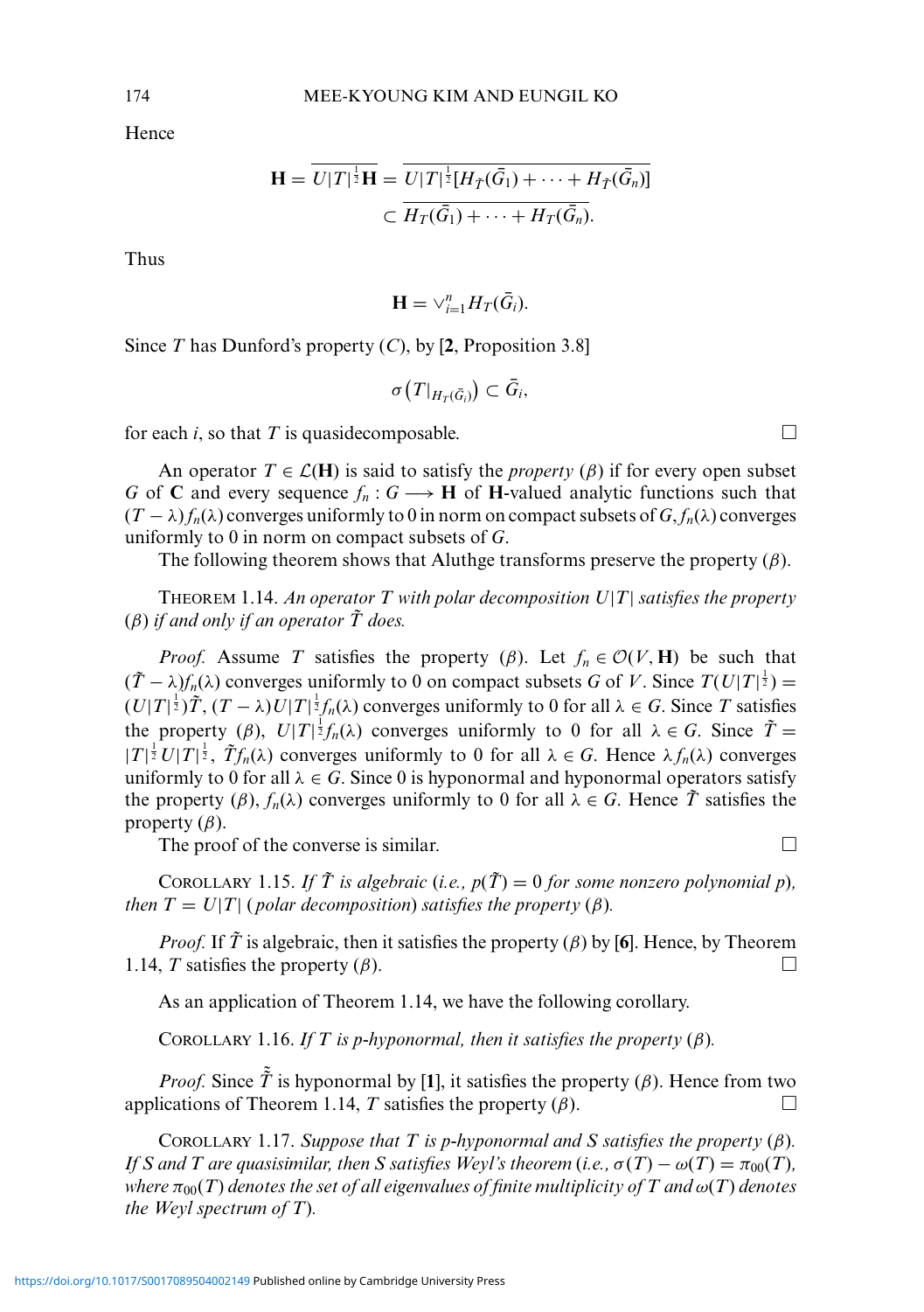Hence

$$\mathbf{H} = \overline{U|T|^{\frac{1}{2}}\mathbf{H}} = \overline{U|T|^{\frac{1}{2}}[H_{\tilde{T}}(\bar{G}_1) + \cdots + H_{\tilde{T}}(\bar{G}_n)]}$$
$$\subset \overline{H_T(\bar{G}_1) + \cdots + H_T(\bar{G}_n)}.$$

Thus

$$\mathbf{H} = \vee_{i=1}^{n} H_T(\bar{G}_i).$$

Since $T$ has Dunford's property $(C)$, by [**2**, Proposition 3.8]

$$\sigma\left(T|_{H_T(\bar{G}_i)}\right) \subset \bar{G}_i,$$

for each $i$, so that $T$ is quasidecomposable. □

An operator $T \in \mathcal{L}(\mathbf{H})$ is said to satisfy the *property* $(\beta)$ if for every open subset $G$ of $\mathbf{C}$ and every sequence $f_n : G \longrightarrow \mathbf{H}$ of $\mathbf{H}$-valued analytic functions such that $(T - \lambda) f_n(\lambda)$ converges uniformly to 0 in norm on compact subsets of $G$, $f_n(\lambda)$ converges uniformly to 0 in norm on compact subsets of $G$.

The following theorem shows that Aluthge transforms preserve the property $(\beta)$.

THEOREM 1.14. *An operator $T$ with polar decomposition $U|T|$ satisfies the property $(\beta)$ if and only if an operator $\tilde{T}$ does.*

*Proof.* Assume $T$ satisfies the property $(\beta)$. Let $f_n \in \mathcal{O}(V, \mathbf{H})$ be such that $(\tilde{T} - \lambda) f_n(\lambda)$ converges uniformly to 0 on compact subsets $G$ of $V$. Since $T(U|T|^{\frac{1}{2}}) = (U|T|^{\frac{1}{2}})\tilde{T}$, $(T - \lambda)U|T|^{\frac{1}{2}} f_n(\lambda)$ converges uniformly to 0 for all $\lambda \in G$. Since $T$ satisfies the property $(\beta)$, $U|T|^{\frac{1}{2}} f_n(\lambda)$ converges uniformly to 0 for all $\lambda \in G$. Since $\tilde{T} = |T|^{\frac{1}{2}}U|T|^{\frac{1}{2}}$, $\tilde{T} f_n(\lambda)$ converges uniformly to 0 for all $\lambda \in G$. Hence $\lambda f_n(\lambda)$ converges uniformly to 0 for all $\lambda \in G$. Since 0 is hyponormal and hyponormal operators satisfy the property $(\beta)$, $f_n(\lambda)$ converges uniformly to 0 for all $\lambda \in G$. Hence $\tilde{T}$ satisfies the property $(\beta)$.

The proof of the converse is similar. □

COROLLARY 1.15. *If $\tilde{T}$ is algebraic (i.e., $p(\tilde{T}) = 0$ for some nonzero polynomial $p$), then $T = U|T|$ (polar decomposition) satisfies the property $(\beta)$.*

*Proof.* If $\tilde{T}$ is algebraic, then it satisfies the property $(\beta)$ by [**6**]. Hence, by Theorem 1.14, $T$ satisfies the property $(\beta)$. □

As an application of Theorem 1.14, we have the following corollary.

COROLLARY 1.16. *If $T$ is p-hyponormal, then it satisfies the property $(\beta)$.*

*Proof.* Since $\tilde{\tilde{T}}$ is hyponormal by [**1**], it satisfies the property $(\beta)$. Hence from two applications of Theorem 1.14, $T$ satisfies the property $(\beta)$. □

COROLLARY 1.17. *Suppose that $T$ is p-hyponormal and $S$ satisfies the property $(\beta)$. If $S$ and $T$ are quasisimilar, then $S$ satisfies Weyl's theorem (i.e., $\sigma(T) - \omega(T) = \pi_{00}(T)$, where $\pi_{00}(T)$ denotes the set of all eigenvalues of finite multiplicity of $T$ and $\omega(T)$ denotes the Weyl spectrum of $T$).*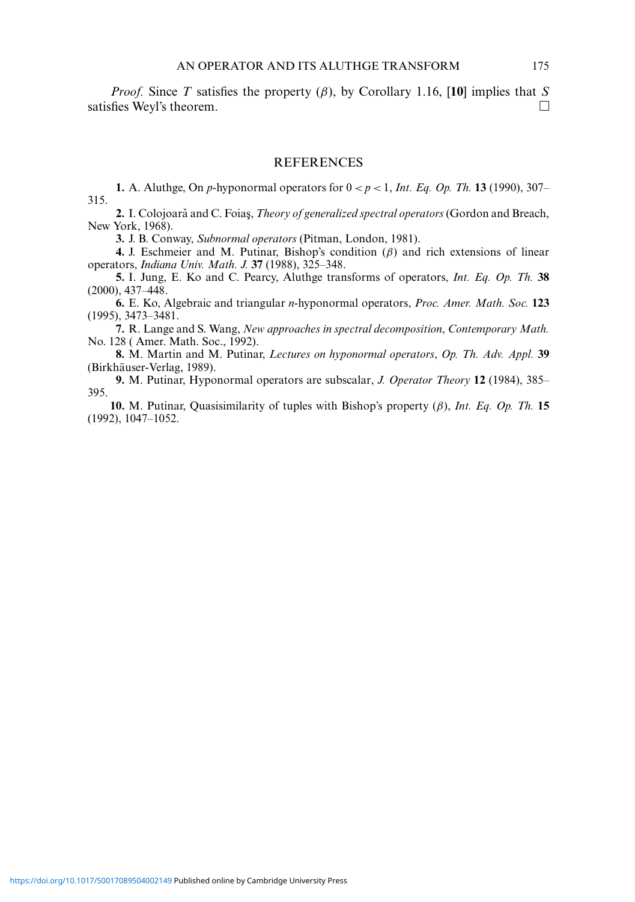*Proof.* Since $T$ satisfies the property $(\beta)$, by Corollary 1.16, [**10**] implies that $S$ satisfies Weyl's theorem. □

## REFERENCES

**1.** A. Aluthge, On $p$-hyponormal operators for $0 < p < 1$, *Int. Eq. Op. Th.* **13** (1990), 307–315.

**2.** I. Colojoară and C. Foiaş, *Theory of generalized spectral operators* (Gordon and Breach, New York, 1968).

**3.** J. B. Conway, *Subnormal operators* (Pitman, London, 1981).

**4.** J. Eschmeier and M. Putinar, Bishop's condition $(\beta)$ and rich extensions of linear operators, *Indiana Univ. Math. J.* **37** (1988), 325–348.

**5.** I. Jung, E. Ko and C. Pearcy, Aluthge transforms of operators, *Int. Eq. Op. Th.* **38** (2000), 437–448.

**6.** E. Ko, Algebraic and triangular $n$-hyponormal operators, *Proc. Amer. Math. Soc.* **123** (1995), 3473–3481.

**7.** R. Lange and S. Wang, *New approaches in spectral decomposition*, *Contemporary Math.* No. 128 ( Amer. Math. Soc., 1992).

**8.** M. Martin and M. Putinar, *Lectures on hyponormal operators*, *Op. Th. Adv. Appl.* **39** (Birkhäuser-Verlag, 1989).

**9.** M. Putinar, Hyponormal operators are subscalar, *J. Operator Theory* **12** (1984), 385–395.

**10.** M. Putinar, Quasisimilarity of tuples with Bishop's property $(\beta)$, *Int. Eq. Op. Th.* **15** (1992), 1047–1052.